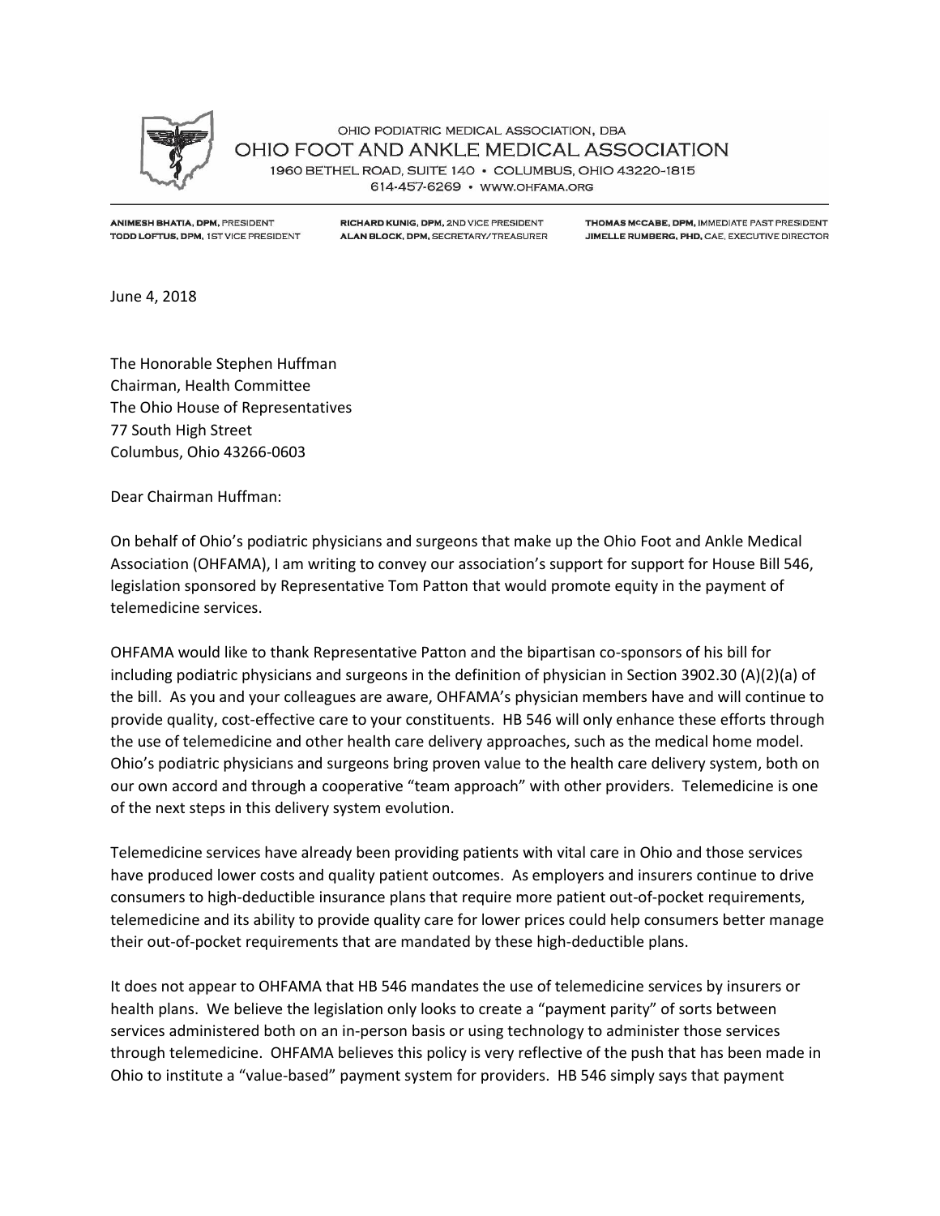OHIO PODIATRIC MEDICAL ASSOCIATION, DBA

# OHIO FOOT AND ANKLE MEDICAL ASSOCIATION

1960 BETHEL ROAD, SUITE 140 • COLUMBUS, OHIO 43220-1815

614-457-6269 • WWW.OHFAMA.ORG

**ANIMESH BHATIA, DPM,** PRESIDENT
**TODD LOFTUS, DPM,** 1ST VICE PRESIDENT
**RICHARD KUNIG, DPM,** 2ND VICE PRESIDENT
**ALAN BLOCK, DPM,** SECRETARY/TREASURER
**THOMAS McCABE, DPM,** IMMEDIATE PAST PRESIDENT
**JIMELLE RUMBERG, PHD,** CAE, EXECUTIVE DIRECTOR

June 4, 2018

The Honorable Stephen Huffman
Chairman, Health Committee
The Ohio House of Representatives
77 South High Street
Columbus, Ohio 43266-0603

Dear Chairman Huffman:

On behalf of Ohio's podiatric physicians and surgeons that make up the Ohio Foot and Ankle Medical Association (OHFAMA), I am writing to convey our association's support for support for House Bill 546, legislation sponsored by Representative Tom Patton that would promote equity in the payment of telemedicine services.

OHFAMA would like to thank Representative Patton and the bipartisan co-sponsors of his bill for including podiatric physicians and surgeons in the definition of physician in Section 3902.30 (A)(2)(a) of the bill. As you and your colleagues are aware, OHFAMA's physician members have and will continue to provide quality, cost-effective care to your constituents. HB 546 will only enhance these efforts through the use of telemedicine and other health care delivery approaches, such as the medical home model. Ohio's podiatric physicians and surgeons bring proven value to the health care delivery system, both on our own accord and through a cooperative "team approach" with other providers. Telemedicine is one of the next steps in this delivery system evolution.

Telemedicine services have already been providing patients with vital care in Ohio and those services have produced lower costs and quality patient outcomes. As employers and insurers continue to drive consumers to high-deductible insurance plans that require more patient out-of-pocket requirements, telemedicine and its ability to provide quality care for lower prices could help consumers better manage their out-of-pocket requirements that are mandated by these high-deductible plans.

It does not appear to OHFAMA that HB 546 mandates the use of telemedicine services by insurers or health plans. We believe the legislation only looks to create a "payment parity" of sorts between services administered both on an in-person basis or using technology to administer those services through telemedicine. OHFAMA believes this policy is very reflective of the push that has been made in Ohio to institute a "value-based" payment system for providers. HB 546 simply says that payment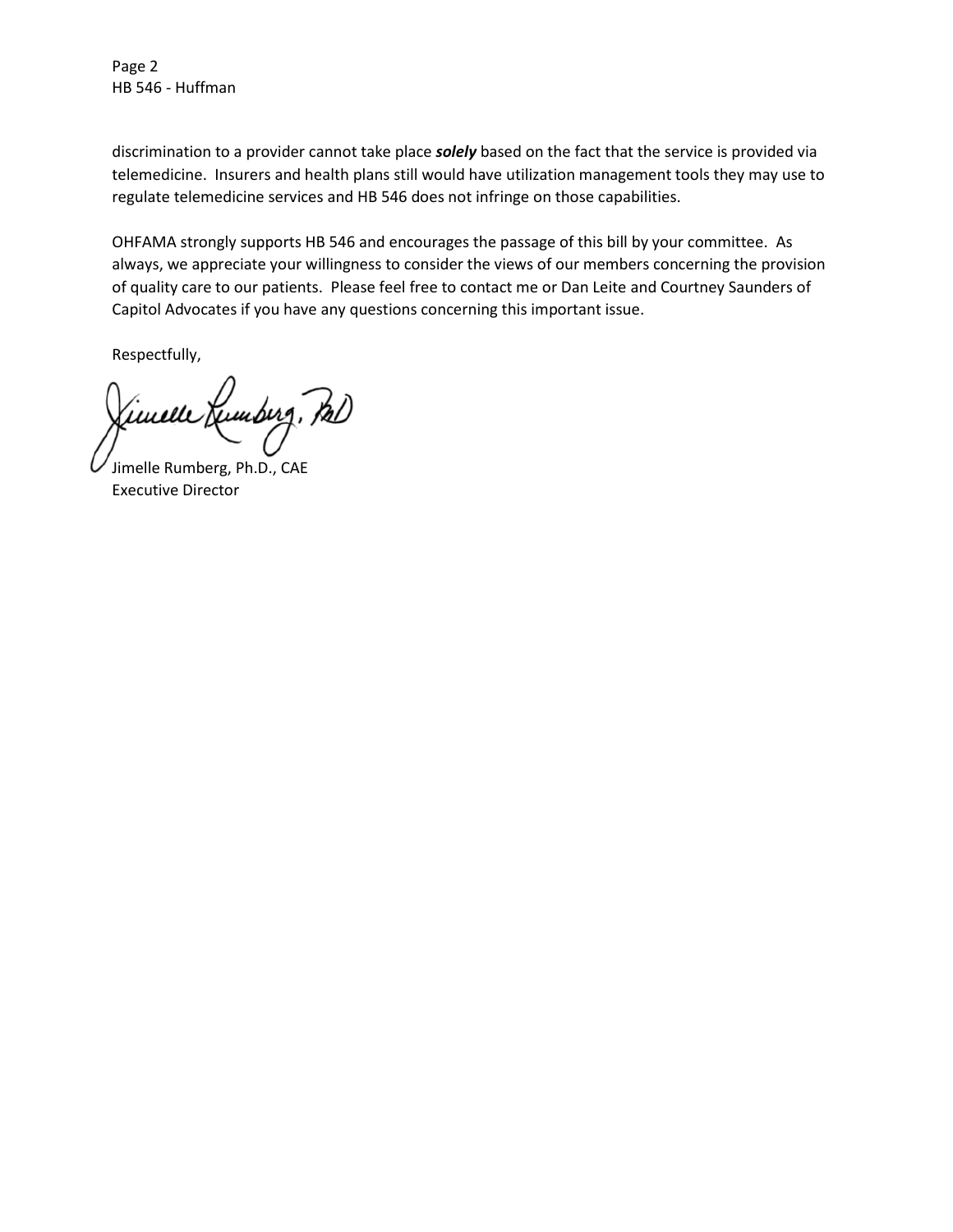discrimination to a provider cannot take place ***solely*** based on the fact that the service is provided via telemedicine. Insurers and health plans still would have utilization management tools they may use to regulate telemedicine services and HB 546 does not infringe on those capabilities.

OHFAMA strongly supports HB 546 and encourages the passage of this bill by your committee. As always, we appreciate your willingness to consider the views of our members concerning the provision of quality care to our patients. Please feel free to contact me or Dan Leite and Courtney Saunders of Capitol Advocates if you have any questions concerning this important issue.

Respectfully,

Jimelle Rumberg, Ph.D., CAE
Executive Director